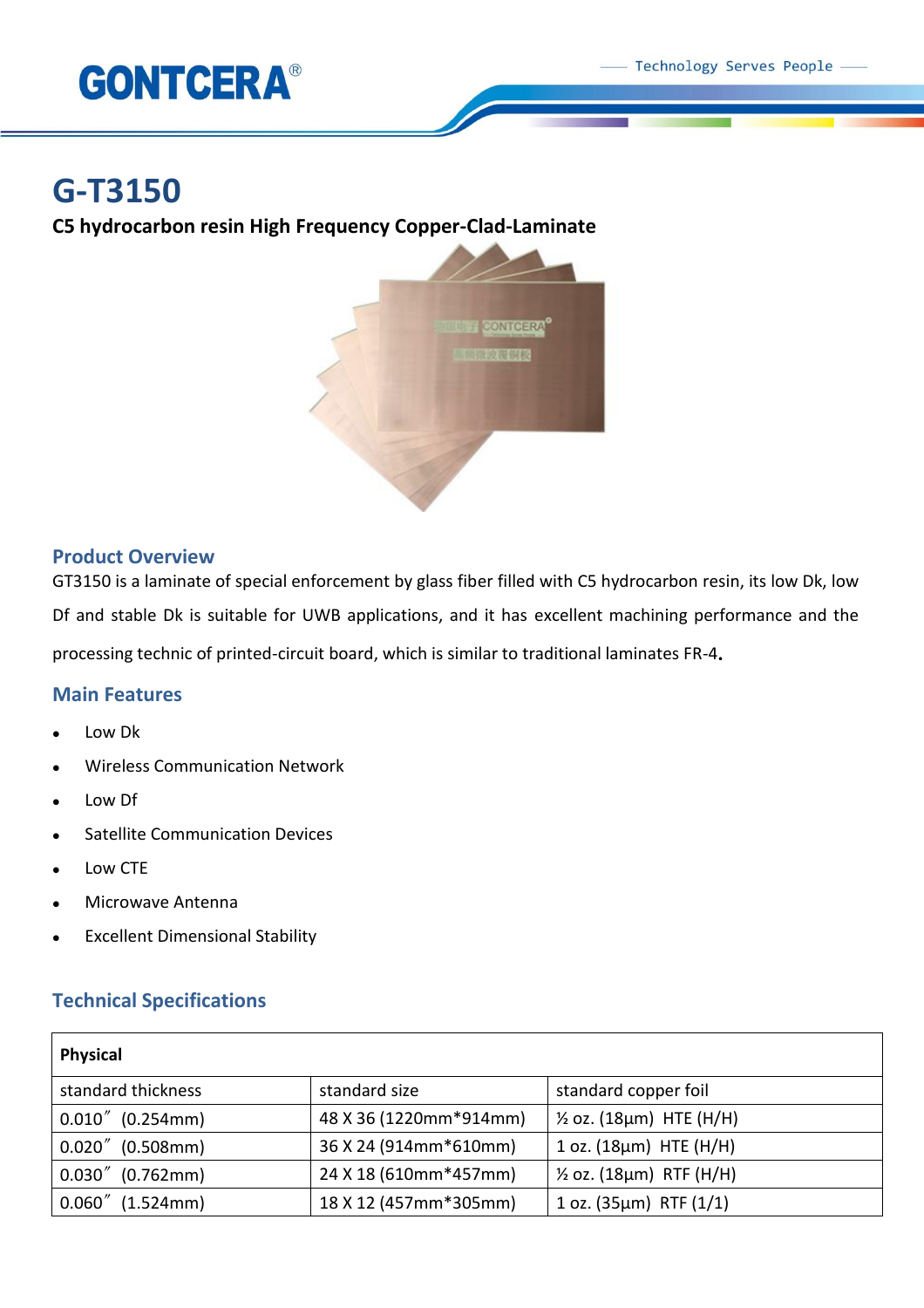# G-T3150

**C5 hydrocarbon resin High Frequency Copper-Clad-Laminate**

## Product Overview

GT3150 is a laminate of special enforcement by glass fiber filled with C5 hydrocarbon resin, its low Dk, low Df and stable Dk is suitable for UWB applications, and it has excellent machining performance and the processing technic of printed-circuit board, which is similar to traditional laminates FR-4.

## Main Features

- Low Dk
- Wireless Communication Network
- Low Df
- Satellite Communication Devices
- Low CTE
- Microwave Antenna
- Excellent Dimensional Stability

## Technical Specifications

| **Physical** | | |
|---|---|---|
| standard thickness | standard size | standard copper foil |
| 0.010″ (0.254mm) | 48 X 36 (1220mm*914mm) | ½ oz. (18µm) HTE (H/H) |
| 0.020″ (0.508mm) | 36 X 24 (914mm*610mm) | 1 oz. (18µm) HTE (H/H) |
| 0.030″ (0.762mm) | 24 X 18 (610mm*457mm) | ½ oz. (18µm) RTF (H/H) |
| 0.060″ (1.524mm) | 18 X 12 (457mm*305mm) | 1 oz. (35µm) RTF (1/1) |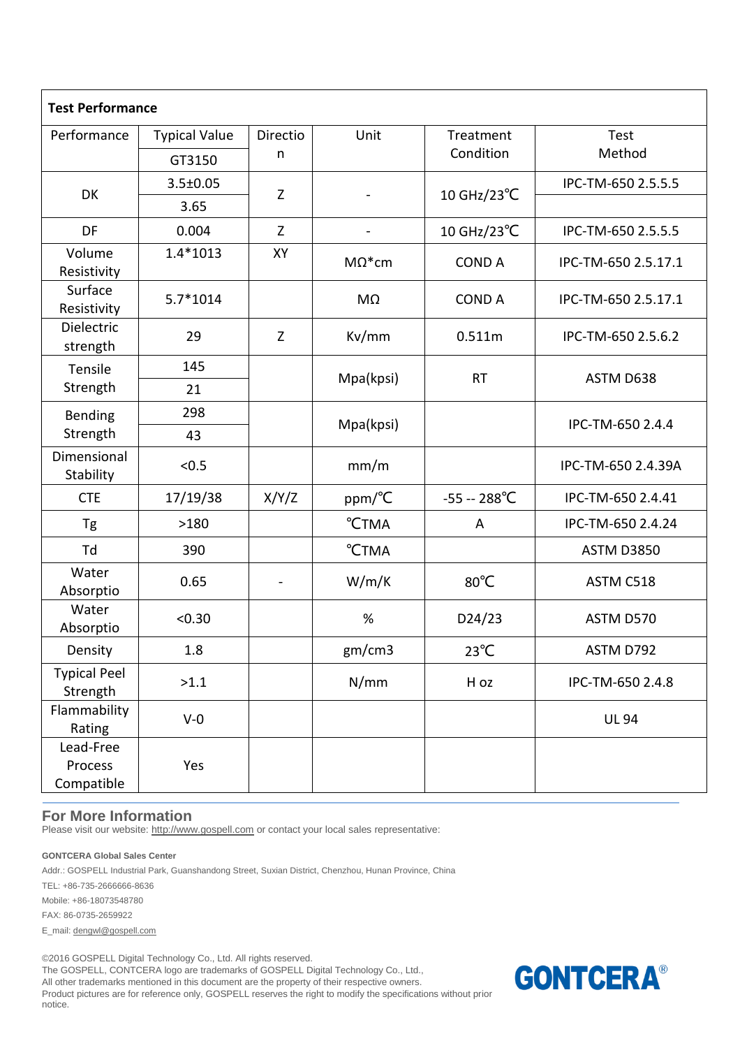**Test Performance**

| Performance | Typical Value GT3150 | Direction | Unit | Treatment Condition | Test Method |
|---|---|---|---|---|---|
| DK | 3.5±0.05 | Z | - | 10 GHz/23℃ | IPC-TM-650 2.5.5.5 |
| | 3.65 | | | | |
| DF | 0.004 | Z | - | 10 GHz/23℃ | IPC-TM-650 2.5.5.5 |
| Volume Resistivity | 1.4*1013 | XY | MΩ*cm | COND A | IPC-TM-650 2.5.17.1 |
| Surface Resistivity | 5.7*1014 | | MΩ | COND A | IPC-TM-650 2.5.17.1 |
| Dielectric strength | 29 | Z | Kv/mm | 0.511m | IPC-TM-650 2.5.6.2 |
| Tensile Strength | 145 | | Mpa(kpsi) | RT | ASTM D638 |
| | 21 | | | | |
| Bending Strength | 298 | | Mpa(kpsi) | | IPC-TM-650 2.4.4 |
| | 43 | | | | |
| Dimensional Stability | <0.5 | | mm/m | | IPC-TM-650 2.4.39A |
| CTE | 17/19/38 | X/Y/Z | ppm/℃ | -55 -- 288℃ | IPC-TM-650 2.4.41 |
| Tg | >180 | | ℃TMA | A | IPC-TM-650 2.4.24 |
| Td | 390 | | ℃TMA | | ASTM D3850 |
| Water Absorptio | 0.65 | - | W/m/K | 80℃ | ASTM C518 |
| Water Absorptio | <0.30 | | % | D24/23 | ASTM D570 |
| Density | 1.8 | | gm/cm3 | 23℃ | ASTM D792 |
| Typical Peel Strength | >1.1 | | N/mm | H oz | IPC-TM-650 2.4.8 |
| Flammability Rating | V-0 | | | | UL 94 |
| Lead-Free Process Compatible | Yes | | | | |

## For More Information

Please visit our website: http://www.gospell.com or contact your local sales representative:

**GONTCERA Global Sales Center**

Addr.: GOSPELL Industrial Park, Guanshandong Street, Suxian District, Chenzhou, Hunan Province, China

TEL: +86-735-2666666-8636

Mobile: +86-18073548780

FAX: 86-0735-2659922

E_mail: dengwl@gospell.com

©2016 GOSPELL Digital Technology Co., Ltd. All rights reserved.
The GOSPELL, CONTCERA logo are trademarks of GOSPELL Digital Technology Co., Ltd.,
All other trademarks mentioned in this document are the property of their respective owners.
Product pictures are for reference only, GOSPELL reserves the right to modify the specifications without prior notice.

GONTCERA®